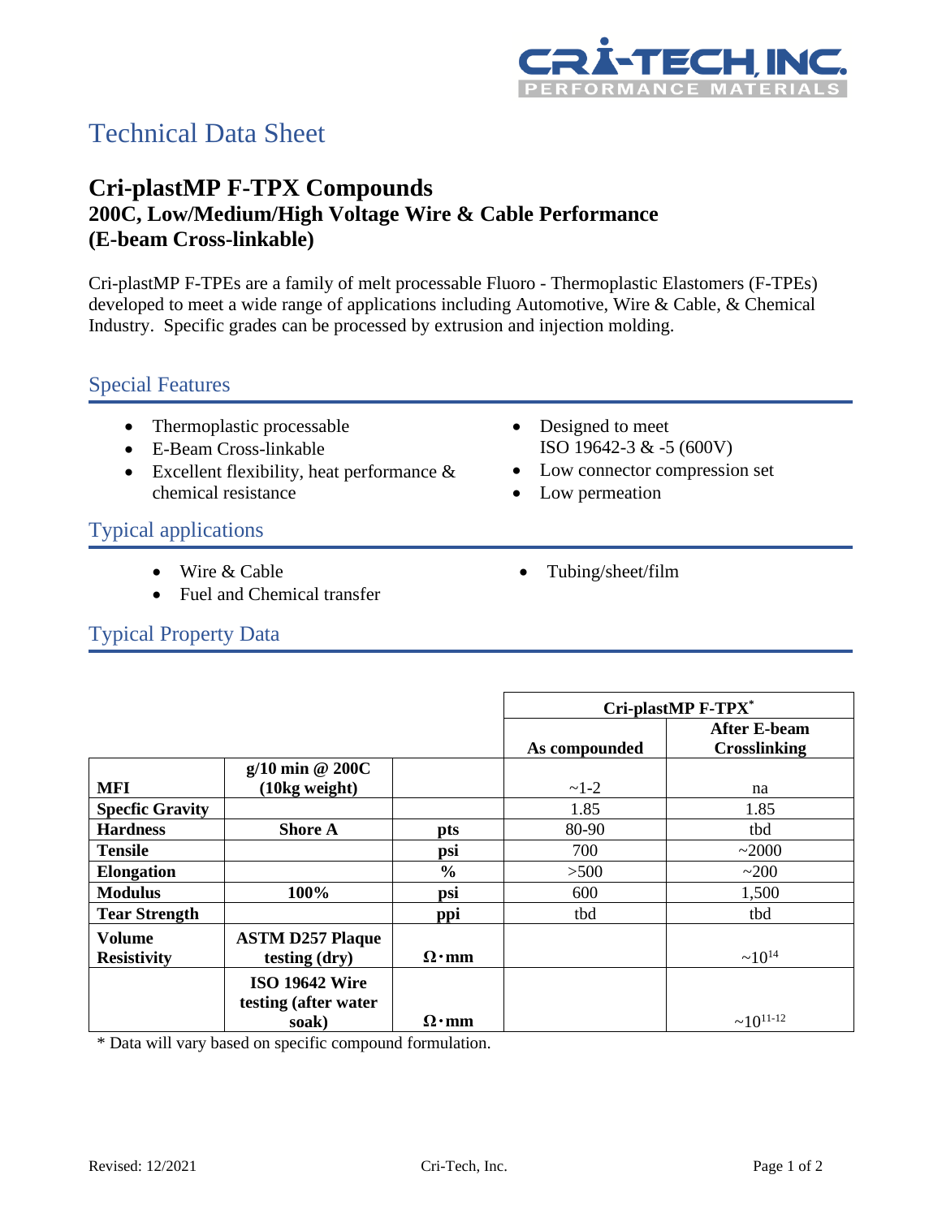# Technical Data Sheet

## Cri-plastMP F-TPX Compounds
### 200C, Low/Medium/High Voltage Wire & Cable Performance
### (E-beam Cross-linkable)

Cri-plastMP F-TPEs are a family of melt processable Fluoro - Thermoplastic Elastomers (F-TPEs) developed to meet a wide range of applications including Automotive, Wire & Cable, & Chemical Industry. Specific grades can be processed by extrusion and injection molding.

## Special Features

- Thermoplastic processable
- E-Beam Cross-linkable
- Excellent flexibility, heat performance & chemical resistance
- Designed to meet ISO 19642-3 & -5 (600V)
- Low connector compression set
- Low permeation

## Typical applications

- Wire & Cable
- Fuel and Chemical transfer
- Tubing/sheet/film

## Typical Property Data

| | | | Cri-plastMP F-TPX* | |
|---|---|---|---|---|
| | | | **As compounded** | **After E-beam Crosslinking** |
| **MFI** | **g/10 min @ 200C (10kg weight)** | | ~1-2 | na |
| **Specfic Gravity** | | | 1.85 | 1.85 |
| **Hardness** | **Shore A** | **pts** | 80-90 | tbd |
| **Tensile** | | **psi** | 700 | ~2000 |
| **Elongation** | | **%** | >500 | ~200 |
| **Modulus** | **100%** | **psi** | 600 | 1,500 |
| **Tear Strength** | | **ppi** | tbd | tbd |
| **Volume Resistivity** | **ASTM D257 Plaque testing (dry)** | **Ω·mm** | | ~$10^{14}$ |
| | **ISO 19642 Wire testing (after water soak)** | **Ω·mm** | | ~$10^{11-12}$ |

\* Data will vary based on specific compound formulation.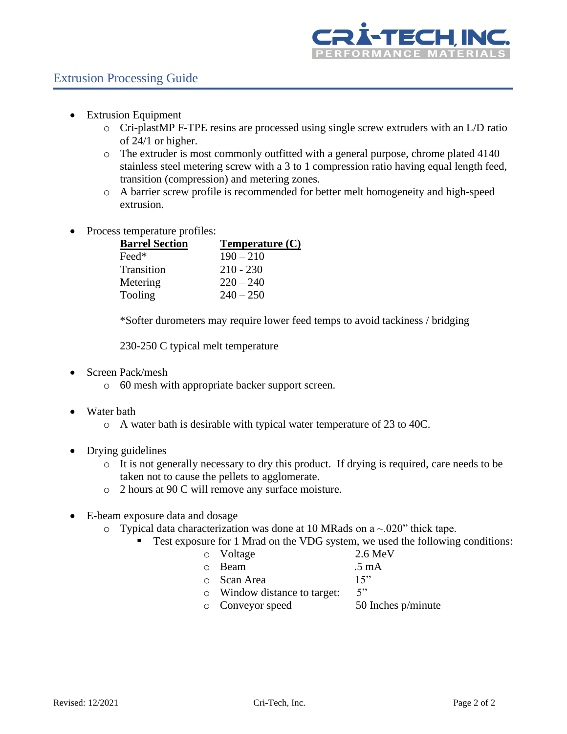## Extrusion Processing Guide

- Extrusion Equipment
  - Cri-plastMP F-TPE resins are processed using single screw extruders with an L/D ratio of 24/1 or higher.
  - The extruder is most commonly outfitted with a general purpose, chrome plated 4140 stainless steel metering screw with a 3 to 1 compression ratio having equal length feed, transition (compression) and metering zones.
  - A barrier screw profile is recommended for better melt homogeneity and high-speed extrusion.

- Process temperature profiles:

| Barrel Section | Temperature (C) |
|---|---|
| Feed* | 190 – 210 |
| Transition | 210 - 230 |
| Metering | 220 – 240 |
| Tooling | 240 – 250 |

  *Softer durometers may require lower feed temps to avoid tackiness / bridging

  230-250 C typical melt temperature

- Screen Pack/mesh
  - 60 mesh with appropriate backer support screen.

- Water bath
  - A water bath is desirable with typical water temperature of 23 to 40C.

- Drying guidelines
  - It is not generally necessary to dry this product. If drying is required, care needs to be taken not to cause the pellets to agglomerate.
  - 2 hours at 90 C will remove any surface moisture.

- E-beam exposure data and dosage
  - Typical data characterization was done at 10 MRads on a ~.020" thick tape.
    - Test exposure for 1 Mrad on the VDG system, we used the following conditions:
      - Voltage 2.6 MeV
      - Beam .5 mA
      - Scan Area 15"
      - Window distance to target: 5"
      - Conveyor speed 50 Inches p/minute